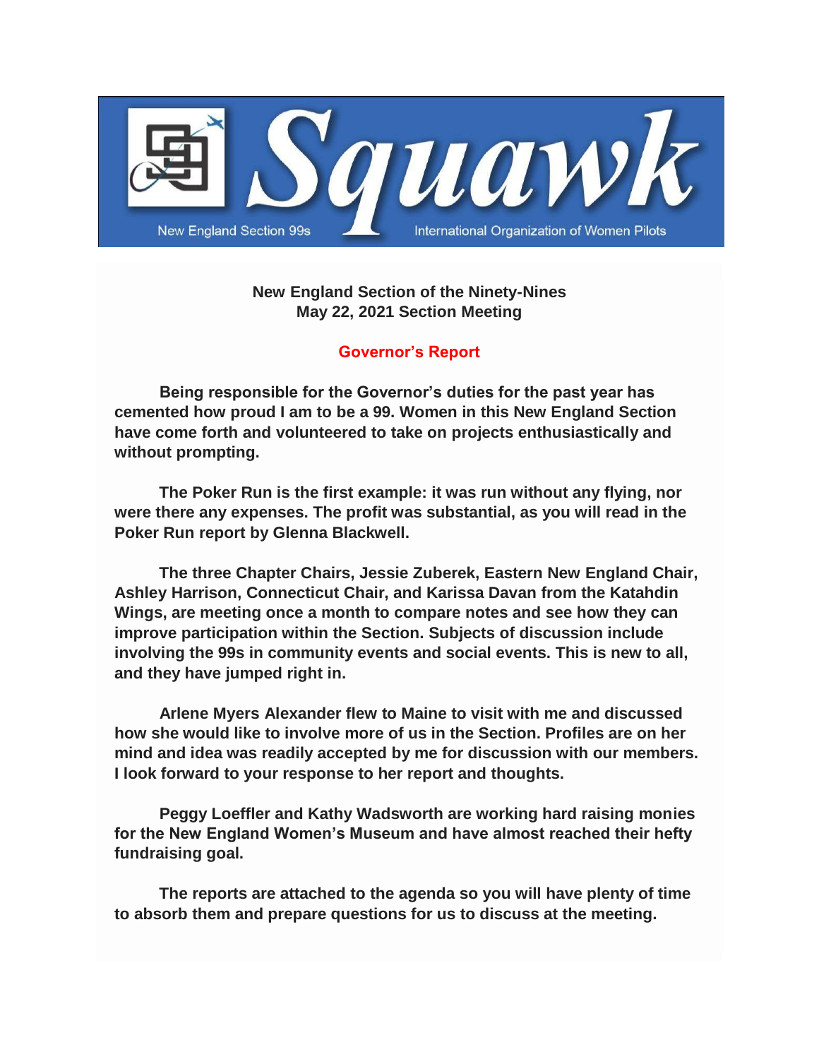# Squawk

New England Section 99s — International Organization of Women Pilots

**New England Section of the Ninety-Nines**
**May 22, 2021 Section Meeting**

## Governor's Report

**Being responsible for the Governor's duties for the past year has cemented how proud I am to be a 99. Women in this New England Section have come forth and volunteered to take on projects enthusiastically and without prompting.**

**The Poker Run is the first example: it was run without any flying, nor were there any expenses. The profit was substantial, as you will read in the Poker Run report by Glenna Blackwell.**

**The three Chapter Chairs, Jessie Zuberek, Eastern New England Chair, Ashley Harrison, Connecticut Chair, and Karissa Davan from the Katahdin Wings, are meeting once a month to compare notes and see how they can improve participation within the Section. Subjects of discussion include involving the 99s in community events and social events. This is new to all, and they have jumped right in.**

**Arlene Myers Alexander flew to Maine to visit with me and discussed how she would like to involve more of us in the Section. Profiles are on her mind and idea was readily accepted by me for discussion with our members. I look forward to your response to her report and thoughts.**

**Peggy Loeffler and Kathy Wadsworth are working hard raising monies for the New England Women's Museum and have almost reached their hefty fundraising goal.**

**The reports are attached to the agenda so you will have plenty of time to absorb them and prepare questions for us to discuss at the meeting.**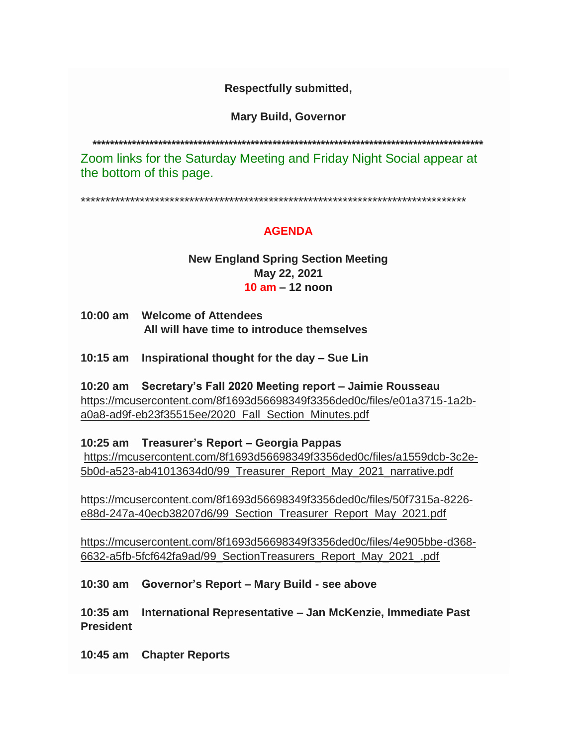**Respectfully submitted,**

**Mary Build, Governor**

**********************************************************************************************

Zoom links for the Saturday Meeting and Friday Night Social appear at the bottom of this page.

*********************************************************************************

## AGENDA

**New England Spring Section Meeting**
**May 22, 2021**
**10 am – 12 noon**

**10:00 am Welcome of Attendees**
**All will have time to introduce themselves**

**10:15 am Inspirational thought for the day – Sue Lin**

**10:20 am Secretary's Fall 2020 Meeting report – Jaimie Rousseau**
https://mcusercontent.com/8f1693d56698349f3356ded0c/files/e01a3715-1a2b-a0a8-ad9f-eb23f35515ee/2020_Fall_Section_Minutes.pdf

**10:25 am Treasurer's Report – Georgia Pappas**
https://mcusercontent.com/8f1693d56698349f3356ded0c/files/a1559dcb-3c2e-5b0d-a523-ab41013634d0/99_Treasurer_Report_May_2021_narrative.pdf

https://mcusercontent.com/8f1693d56698349f3356ded0c/files/50f7315a-8226-e88d-247a-40ecb38207d6/99_Section_Treasurer_Report_May_2021.pdf

https://mcusercontent.com/8f1693d56698349f3356ded0c/files/4e905bbe-d368-6632-a5fb-5fcf642fa9ad/99_SectionTreasurers_Report_May_2021_.pdf

**10:30 am Governor's Report – Mary Build - see above**

**10:35 am International Representative – Jan McKenzie, Immediate Past President**

**10:45 am Chapter Reports**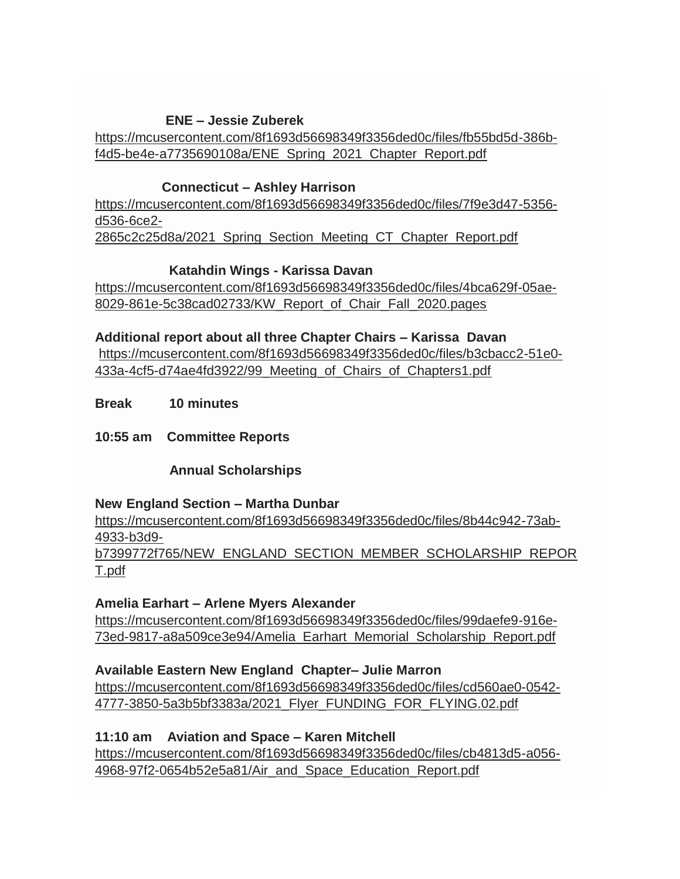**ENE – Jessie Zuberek**
https://mcusercontent.com/8f1693d56698349f3356ded0c/files/fb55bd5d-386b-f4d5-be4e-a7735690108a/ENE_Spring_2021_Chapter_Report.pdf

**Connecticut – Ashley Harrison**
https://mcusercontent.com/8f1693d56698349f3356ded0c/files/7f9e3d47-5356-d536-6ce2-2865c2c25d8a/2021_Spring_Section_Meeting_CT_Chapter_Report.pdf

**Katahdin Wings - Karissa Davan**
https://mcusercontent.com/8f1693d56698349f3356ded0c/files/4bca629f-05ae-8029-861e-5c38cad02733/KW_Report_of_Chair_Fall_2020.pages

**Additional report about all three Chapter Chairs – Karissa Davan**
https://mcusercontent.com/8f1693d56698349f3356ded0c/files/b3cbacc2-51e0-433a-4cf5-d74ae4fd3922/99_Meeting_of_Chairs_of_Chapters1.pdf

**Break 10 minutes**

**10:55 am Committee Reports**

**Annual Scholarships**

**New England Section – Martha Dunbar**
https://mcusercontent.com/8f1693d56698349f3356ded0c/files/8b44c942-73ab-4933-b3d9-b7399772f765/NEW_ENGLAND_SECTION_MEMBER_SCHOLARSHIP_REPORT.pdf

**Amelia Earhart – Arlene Myers Alexander**
https://mcusercontent.com/8f1693d56698349f3356ded0c/files/99daefe9-916e-73ed-9817-a8a509ce3e94/Amelia_Earhart_Memorial_Scholarship_Report.pdf

**Available Eastern New England Chapter– Julie Marron**
https://mcusercontent.com/8f1693d56698349f3356ded0c/files/cd560ae0-0542-4777-3850-5a3b5bf3383a/2021_Flyer_FUNDING_FOR_FLYING.02.pdf

**11:10 am Aviation and Space – Karen Mitchell**
https://mcusercontent.com/8f1693d56698349f3356ded0c/files/cb4813d5-a056-4968-97f2-0654b52e5a81/Air_and_Space_Education_Report.pdf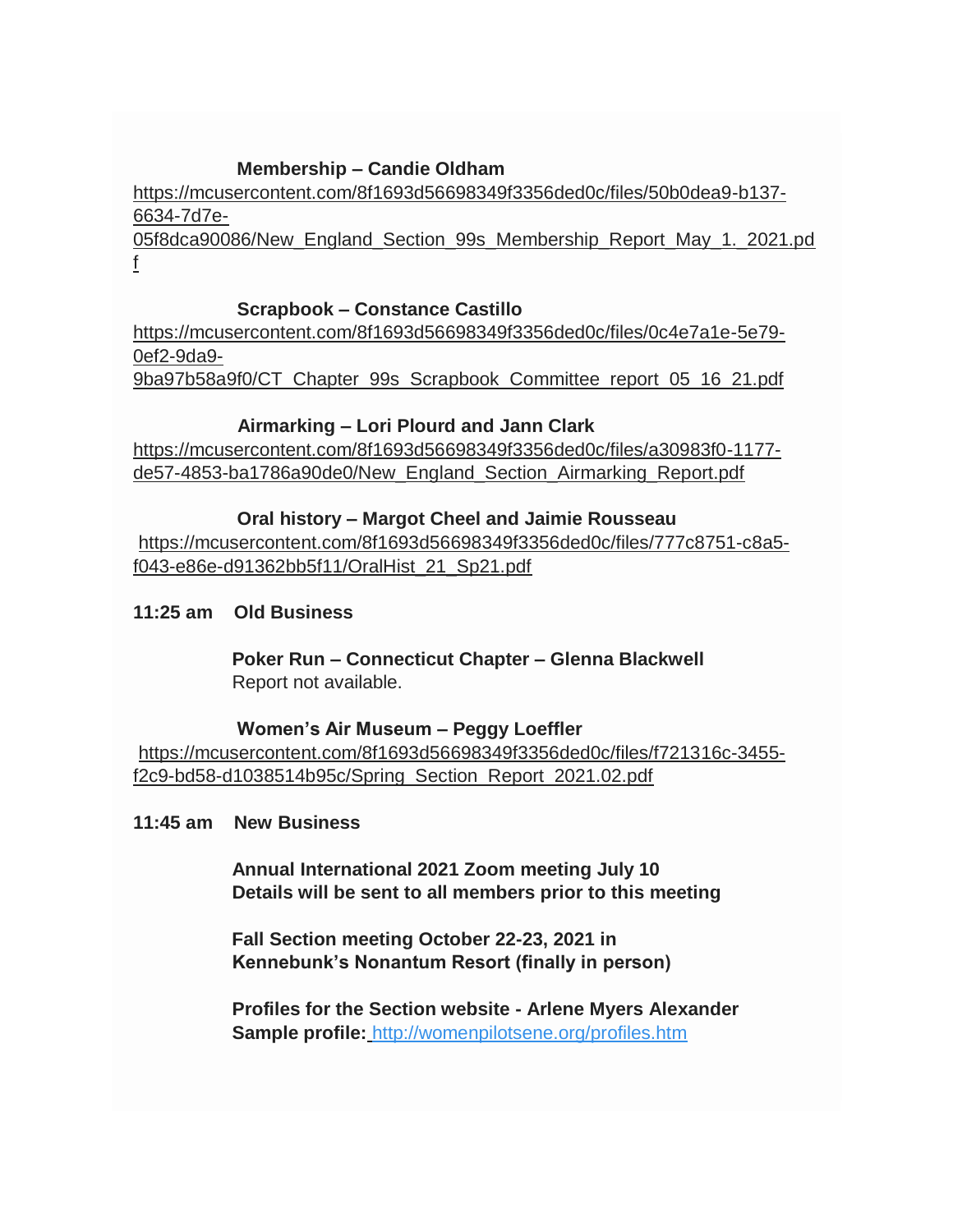**Membership – Candie Oldham**
https://mcusercontent.com/8f1693d56698349f3356ded0c/files/50b0dea9-b137-6634-7d7e-05f8dca90086/New_England_Section_99s_Membership_Report_May_1._2021.pdf

**Scrapbook – Constance Castillo**
https://mcusercontent.com/8f1693d56698349f3356ded0c/files/0c4e7a1e-5e79-0ef2-9da9-9ba97b58a9f0/CT_Chapter_99s_Scrapbook_Committee_report_05_16_21.pdf

**Airmarking – Lori Plourd and Jann Clark**
https://mcusercontent.com/8f1693d56698349f3356ded0c/files/a30983f0-1177-de57-4853-ba1786a90de0/New_England_Section_Airmarking_Report.pdf

**Oral history – Margot Cheel and Jaimie Rousseau**
https://mcusercontent.com/8f1693d56698349f3356ded0c/files/777c8751-c8a5-f043-e86e-d91362bb5f11/OralHist_21_Sp21.pdf

**11:25 am Old Business**

**Poker Run – Connecticut Chapter – Glenna Blackwell**
Report not available.

**Women's Air Museum – Peggy Loeffler**
https://mcusercontent.com/8f1693d56698349f3356ded0c/files/f721316c-3455-f2c9-bd58-d1038514b95c/Spring_Section_Report_2021.02.pdf

**11:45 am New Business**

**Annual International 2021 Zoom meeting July 10**
**Details will be sent to all members prior to this meeting**

**Fall Section meeting October 22-23, 2021 in**
**Kennebunk's Nonantum Resort (finally in person)**

**Profiles for the Section website - Arlene Myers Alexander**
**Sample profile:** http://womenpilotsene.org/profiles.htm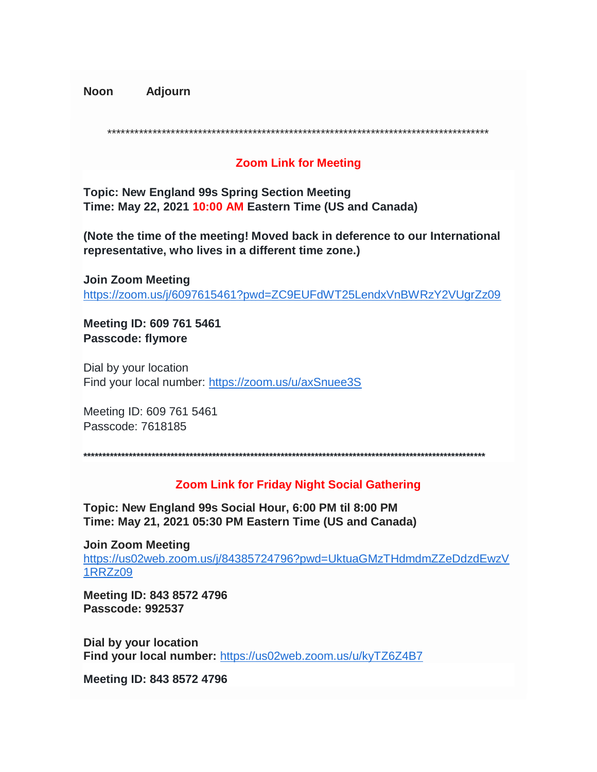**Noon** **Adjourn**

\*\*\*\*\*\*\*\*\*\*\*\*\*\*\*\*\*\*\*\*\*\*\*\*\*\*\*\*\*\*\*\*\*\*\*\*\*\*\*\*\*\*\*\*\*\*\*\*\*\*\*\*\*\*\*\*\*\*\*\*\*\*\*\*\*\*\*\*\*\*\*\*\*\*\*\*\*\*\*\*\*\*\*\*\*\*\*

## Zoom Link for Meeting

**Topic: New England 99s Spring Section Meeting**
**Time: May 22, 2021 10:00 AM Eastern Time (US and Canada)**

**(Note the time of the meeting! Moved back in deference to our International representative, who lives in a different time zone.)**

**Join Zoom Meeting**
https://zoom.us/j/6097615461?pwd=ZC9EUFdWT25LendxVnBWRzY2VUgrZz09

**Meeting ID: 609 761 5461**
**Passcode: flymore**

Dial by your location
Find your local number: https://zoom.us/u/axSnuee3S

Meeting ID: 609 761 5461
Passcode: 7618185

\*\*\*\*\*\*\*\*\*\*\*\*\*\*\*\*\*\*\*\*\*\*\*\*\*\*\*\*\*\*\*\*\*\*\*\*\*\*\*\*\*\*\*\*\*\*\*\*\*\*\*\*\*\*\*\*\*\*\*\*\*\*\*\*\*\*\*\*\*\*\*\*\*\*\*\*\*\*\*\*\*\*\*\*\*\*\*\*\*\*\*\*\*\*\*\*\*\*\*\*\*\*\*\*\*\*\*\*

## Zoom Link for Friday Night Social Gathering

**Topic: New England 99s Social Hour, 6:00 PM til 8:00 PM**
**Time: May 21, 2021 05:30 PM Eastern Time (US and Canada)**

**Join Zoom Meeting**
https://us02web.zoom.us/j/84385724796?pwd=UktuaGMzTHdmdmZZeDdzdEwzV1RRZz09

**Meeting ID: 843 8572 4796**
**Passcode: 992537**

**Dial by your location**
**Find your local number:** https://us02web.zoom.us/u/kyTZ6Z4B7

**Meeting ID: 843 8572 4796**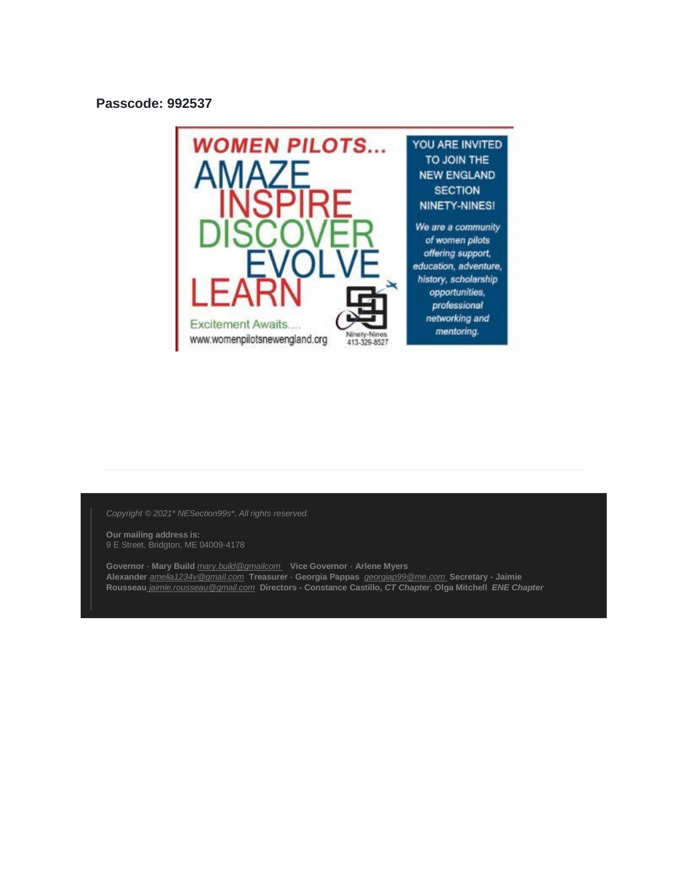**Passcode: 992537**

WOMEN PILOTS...
AMAZE
INSPIRE
DISCOVER
EVOLVE
LEARN

Excitement Awaits....
www.womenpilotsnewengland.org

Ninety-Nines
413-329-8527

YOU ARE INVITED TO JOIN THE NEW ENGLAND SECTION NINETY-NINES!

*We are a community of women pilots offering support, education, adventure, history, scholarship opportunities, professional networking and mentoring.*

---

*Copyright © 2021* NESection99s*, All rights reserved.*

**Our mailing address is:**
9 E Street, Bridgton, ME 04009-4178

**Governor** - **Mary Build** *mary.build@gmailcom* **Vice Governor** - **Arlene Myers Alexander** *amelia1234v@gmail.com* **Treasurer** - **Georgia Pappas** *georgiap99@me.com* **Secretary - Jaimie Rousseau** *jaimie.rousseau@gmail.com* **Directors - Constance Castillo,** ***CT Chapter***, **Olga Mitchell** ***ENE Chapter***